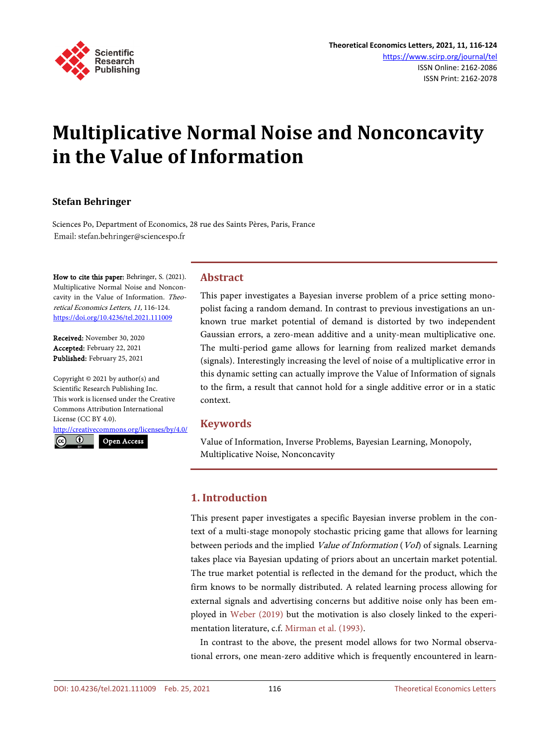# Multiplicative Normal Noise and Nonconcavity in the Value of Information

**Stefan Behringer**

Sciences Po, Department of Economics, 28 rue des Saints Pères, Paris, France
Email: stefan.behringer@sciencespo.fr

**How to cite this paper:** Behringer, S. (2021). Multiplicative Normal Noise and Nonconcavity in the Value of Information. *Theoretical Economics Letters, 11,* 116-124.
https://doi.org/10.4236/tel.2021.111009

**Received:** November 30, 2020
**Accepted:** February 22, 2021
**Published:** February 25, 2021

Copyright © 2021 by author(s) and Scientific Research Publishing Inc.
This work is licensed under the Creative Commons Attribution International License (CC BY 4.0).
http://creativecommons.org/licenses/by/4.0/

Open Access

## Abstract

This paper investigates a Bayesian inverse problem of a price setting monopolist facing a random demand. In contrast to previous investigations an unknown true market potential of demand is distorted by two independent Gaussian errors, a zero-mean additive and a unity-mean multiplicative one. The multi-period game allows for learning from realized market demands (signals). Interestingly increasing the level of noise of a multiplicative error in this dynamic setting can actually improve the Value of Information of signals to the firm, a result that cannot hold for a single additive error or in a static context.

## Keywords

Value of Information, Inverse Problems, Bayesian Learning, Monopoly, Multiplicative Noise, Nonconcavity

## 1. Introduction

This present paper investigates a specific Bayesian inverse problem in the context of a multi-stage monopoly stochastic pricing game that allows for learning between periods and the implied *Value of Information* (*VoI*) of signals. Learning takes place via Bayesian updating of priors about an uncertain market potential. The true market potential is reflected in the demand for the product, which the firm knows to be normally distributed. A related learning process allowing for external signals and advertising concerns but additive noise only has been employed in Weber (2019) but the motivation is also closely linked to the experimentation literature, c.f. Mirman et al. (1993).

In contrast to the above, the present model allows for two Normal observational errors, one mean-zero additive which is frequently encountered in learn-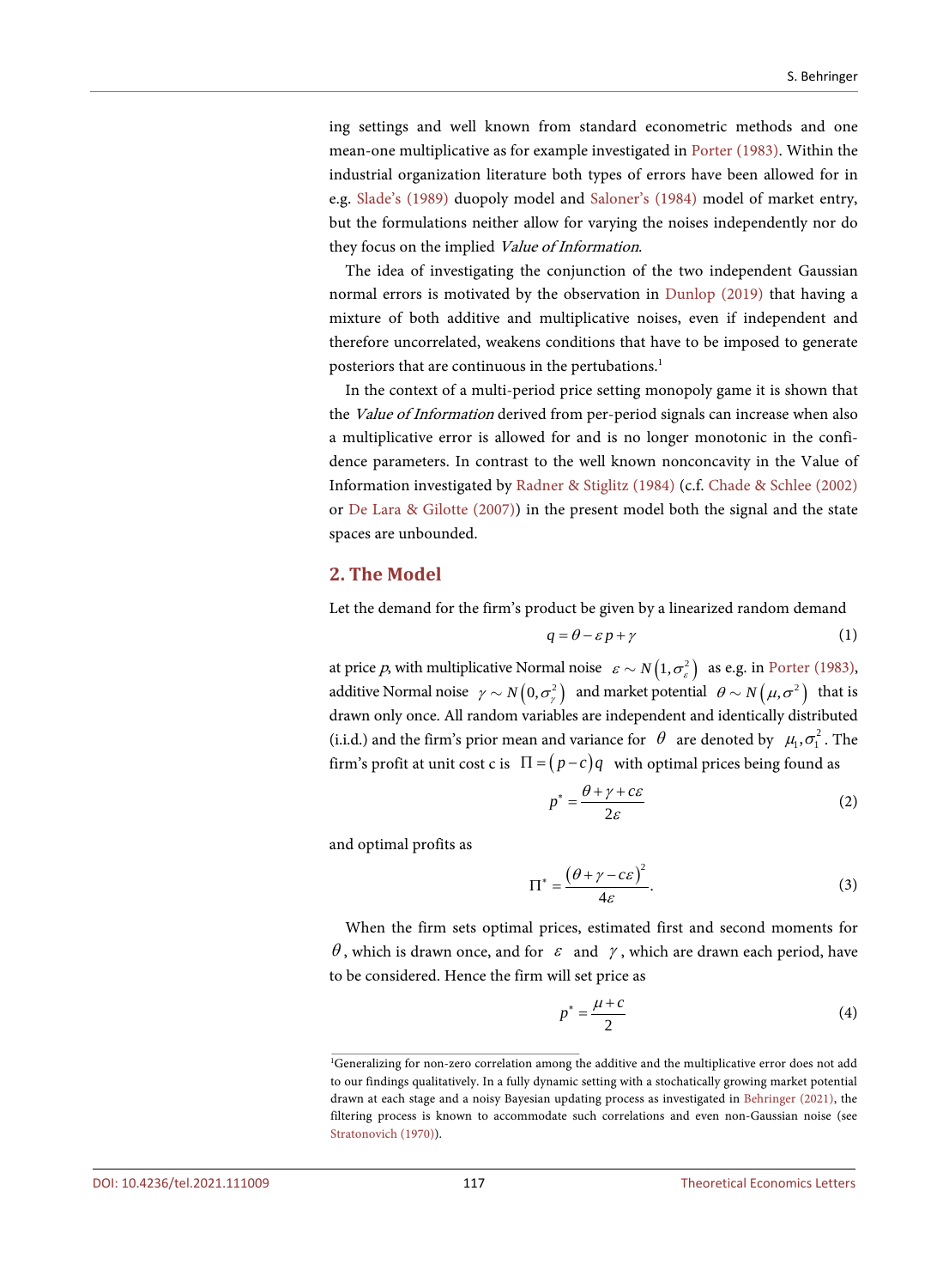ing settings and well known from standard econometric methods and one mean-one multiplicative as for example investigated in Porter (1983). Within the industrial organization literature both types of errors have been allowed for in e.g. Slade's (1989) duopoly model and Saloner's (1984) model of market entry, but the formulations neither allow for varying the noises independently nor do they focus on the implied *Value of Information*.

The idea of investigating the conjunction of the two independent Gaussian normal errors is motivated by the observation in Dunlop (2019) that having a mixture of both additive and multiplicative noises, even if independent and therefore uncorrelated, weakens conditions that have to be imposed to generate posteriors that are continuous in the pertubations.[1]

In the context of a multi-period price setting monopoly game it is shown that the *Value of Information* derived from per-period signals can increase when also a multiplicative error is allowed for and is no longer monotonic in the confidence parameters. In contrast to the well known nonconcavity in the Value of Information investigated by Radner & Stiglitz (1984) (c.f. Chade & Schlee (2002) or De Lara & Gilotte (2007)) in the present model both the signal and the state spaces are unbounded.

## 2. The Model

Let the demand for the firm's product be given by a linearized random demand

$$q = \theta - \varepsilon p + \gamma \tag{1}$$

at price $p$, with multiplicative Normal noise $\varepsilon \sim N\left(1, \sigma_\varepsilon^2\right)$ as e.g. in Porter (1983), additive Normal noise $\gamma \sim N\left(0, \sigma_\gamma^2\right)$ and market potential $\theta \sim N\left(\mu, \sigma^2\right)$ that is drawn only once. All random variables are independent and identically distributed (i.i.d.) and the firm's prior mean and variance for $\theta$ are denoted by $\mu_1, \sigma_1^2$. The firm's profit at unit cost c is $\Pi = (p - c)q$ with optimal prices being found as

$$p^* = \frac{\theta + \gamma + c\varepsilon}{2\varepsilon} \tag{2}$$

and optimal profits as

$$\Pi^* = \frac{\left(\theta + \gamma - c\varepsilon\right)^2}{4\varepsilon}. \tag{3}$$

When the firm sets optimal prices, estimated first and second moments for $\theta$, which is drawn once, and for $\varepsilon$ and $\gamma$, which are drawn each period, have to be considered. Hence the firm will set price as

$$p^* = \frac{\mu + c}{2} \tag{4}$$

[1] Generalizing for non-zero correlation among the additive and the multiplicative error does not add to our findings qualitatively. In a fully dynamic setting with a stochastically growing market potential drawn at each stage and a noisy Bayesian updating process as investigated in Behringer (2021), the filtering process is known to accommodate such correlations and even non-Gaussian noise (see Stratonovich (1970)).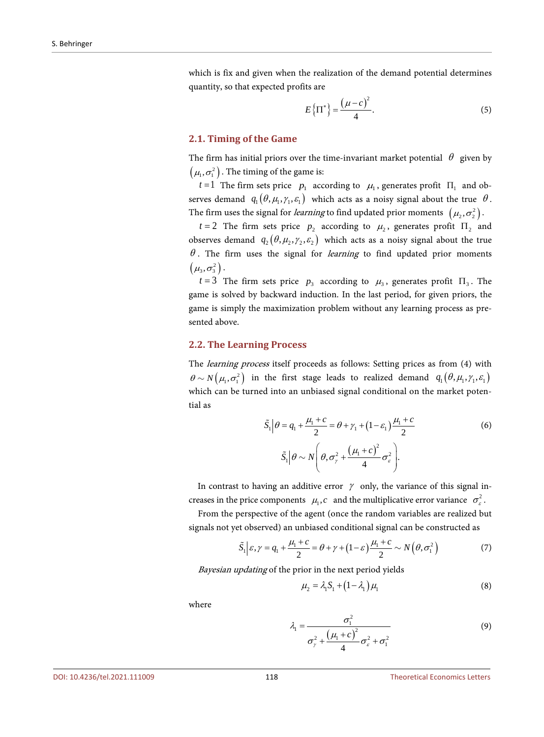which is fix and given when the realization of the demand potential determines quantity, so that expected profits are

$$E\left\{\Pi^*\right\} = \frac{(\mu - c)^2}{4}. \tag{5}$$

### 2.1. Timing of the Game

The firm has initial priors over the time-invariant market potential $\theta$ given by $(\mu_1, \sigma_1^2)$. The timing of the game is:

$t = 1$ The firm sets price $p_1$ according to $\mu_1$, generates profit $\Pi_1$ and observes demand $q_1(\theta, \mu_1, \gamma_1, \varepsilon_1)$ which acts as a noisy signal about the true $\theta$. The firm uses the signal for *learning* to find updated prior moments $(\mu_2, \sigma_2^2)$.

$t = 2$ The firm sets price $p_2$ according to $\mu_2$, generates profit $\Pi_2$ and observes demand $q_2(\theta, \mu_2, \gamma_2, \varepsilon_2)$ which acts as a noisy signal about the true $\theta$. The firm uses the signal for *learning* to find updated prior moments $(\mu_3, \sigma_3^2)$.

$t = 3$ The firm sets price $p_3$ according to $\mu_3$, generates profit $\Pi_3$. The game is solved by backward induction. In the last period, for given priors, the game is simply the maximization problem without any learning process as presented above.

### 2.2. The Learning Process

The *learning process* itself proceeds as follows: Setting prices as from (4) with $\theta \sim N(\mu_1, \sigma_1^2)$ in the first stage leads to realized demand $q_1(\theta, \mu_1, \gamma_1, \varepsilon_1)$ which can be turned into an unbiased signal conditional on the market potential as

$$\tilde{S}_1 \middle| \theta = q_1 + \frac{\mu_1 + c}{2} = \theta + \gamma_1 + (1 - \varepsilon_1)\frac{\mu_1 + c}{2} \tag{6}$$

$$\tilde{S}_1 \middle| \theta \sim N\left(\theta, \sigma_\gamma^2 + \frac{(\mu_1 + c)^2}{4}\sigma_\varepsilon^2\right).$$

In contrast to having an additive error $\gamma$ only, the variance of this signal increases in the price components $\mu_1, c$ and the multiplicative error variance $\sigma_\varepsilon^2$.

From the perspective of the agent (once the random variables are realized but signals not yet observed) an unbiased conditional signal can be constructed as

$$\tilde{S}_1 \middle| \varepsilon, \gamma = q_1 + \frac{\mu_1 + c}{2} = \theta + \gamma + (1 - \varepsilon)\frac{\mu_1 + c}{2} \sim N\left(\theta, \sigma_1^2\right) \tag{7}$$

*Bayesian updating* of the prior in the next period yields

$$\mu_2 = \lambda_1 S_1 + (1 - \lambda_1)\mu_1 \tag{8}$$

where

$$\lambda_1 = \frac{\sigma_1^2}{\sigma_\gamma^2 + \frac{(\mu_1 + c)^2}{4}\sigma_\varepsilon^2 + \sigma_1^2} \tag{9}$$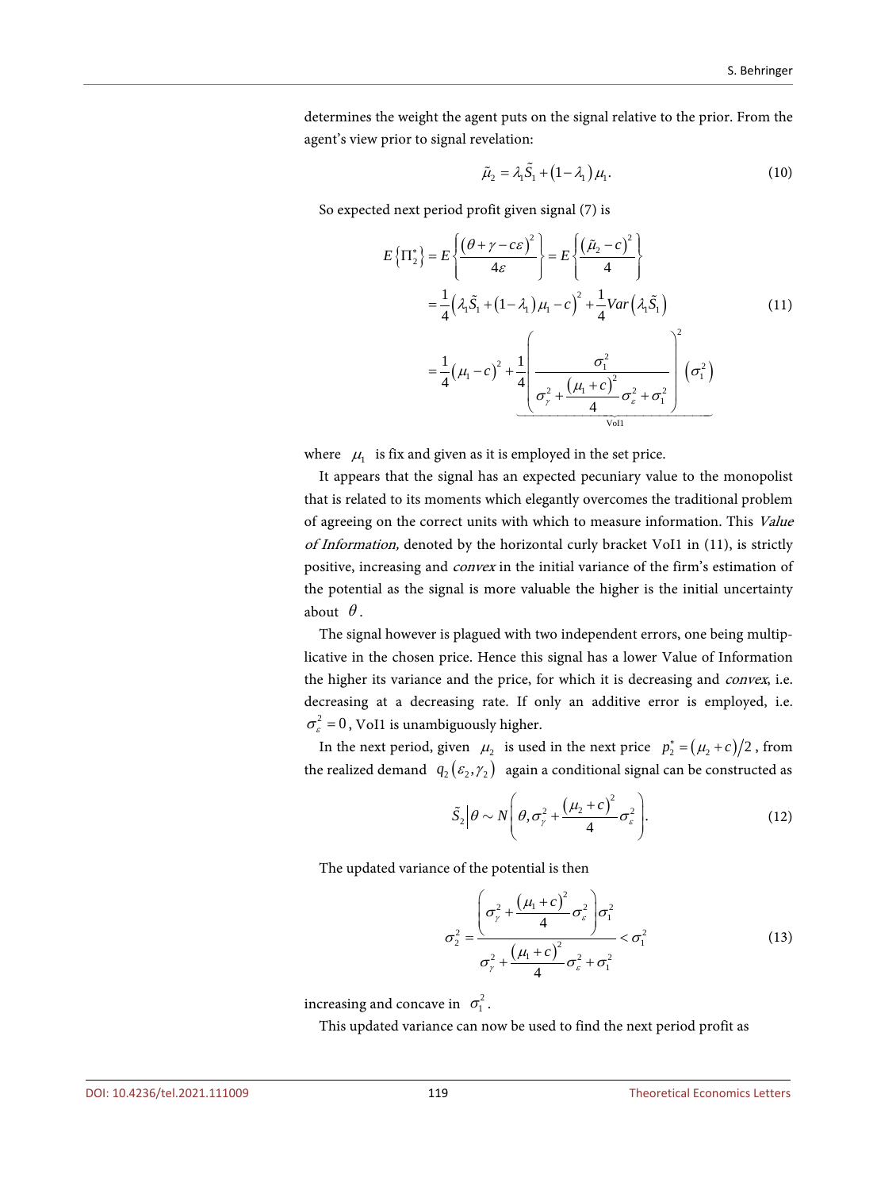determines the weight the agent puts on the signal relative to the prior. From the agent's view prior to signal revelation:

$$\tilde{\mu}_2 = \lambda_1 \tilde{S}_1 + (1 - \lambda_1)\mu_1. \tag{10}$$

So expected next period profit given signal (7) is

$$\begin{aligned} E\{\Pi_2^*\} &= E\left\{\frac{(\theta + \gamma - c\varepsilon)^2}{4\varepsilon}\right\} = E\left\{\frac{(\tilde{\mu}_2 - c)^2}{4}\right\} \\ &= \frac{1}{4}\left(\lambda_1 \tilde{S}_1 + (1 - \lambda_1)\mu_1 - c\right)^2 + \frac{1}{4}Var\left(\lambda_1 \tilde{S}_1\right) \\ &= \frac{1}{4}(\mu_1 - c)^2 + \underbrace{\frac{1}{4}\left(\frac{\sigma_1^2}{\sigma_\gamma^2 + \frac{(\mu_1 + c)^2}{4}\sigma_\varepsilon^2 + \sigma_1^2}\right)^2 \left(\sigma_1^2\right)}_{\text{VoI1}} \end{aligned} \tag{11}$$

where $\mu_1$ is fix and given as it is employed in the set price.

It appears that the signal has an expected pecuniary value to the monopolist that is related to its moments which elegantly overcomes the traditional problem of agreeing on the correct units with which to measure information. This *Value of Information,* denoted by the horizontal curly bracket VoI1 in (11), is strictly positive, increasing and *convex* in the initial variance of the firm's estimation of the potential as the signal is more valuable the higher is the initial uncertainty about $\theta$.

The signal however is plagued with two independent errors, one being multiplicative in the chosen price. Hence this signal has a lower Value of Information the higher its variance and the price, for which it is decreasing and *convex*, i.e. decreasing at a decreasing rate. If only an additive error is employed, i.e. $\sigma_\varepsilon^2 = 0$, VoI1 is unambiguously higher.

In the next period, given $\mu_2$ is used in the next price $p_2^* = (\mu_2 + c)/2$, from the realized demand $q_2(\varepsilon_2, \gamma_2)$ again a conditional signal can be constructed as

$$\tilde{S}_2 \big| \theta \sim N\left(\theta, \sigma_\gamma^2 + \frac{(\mu_2 + c)^2}{4}\sigma_\varepsilon^2\right). \tag{12}$$

The updated variance of the potential is then

$$\sigma_2^2 = \frac{\left(\sigma_\gamma^2 + \frac{(\mu_1 + c)^2}{4}\sigma_\varepsilon^2\right)\sigma_1^2}{\sigma_\gamma^2 + \frac{(\mu_1 + c)^2}{4}\sigma_\varepsilon^2 + \sigma_1^2} < \sigma_1^2 \tag{13}$$

increasing and concave in $\sigma_1^2$.

This updated variance can now be used to find the next period profit as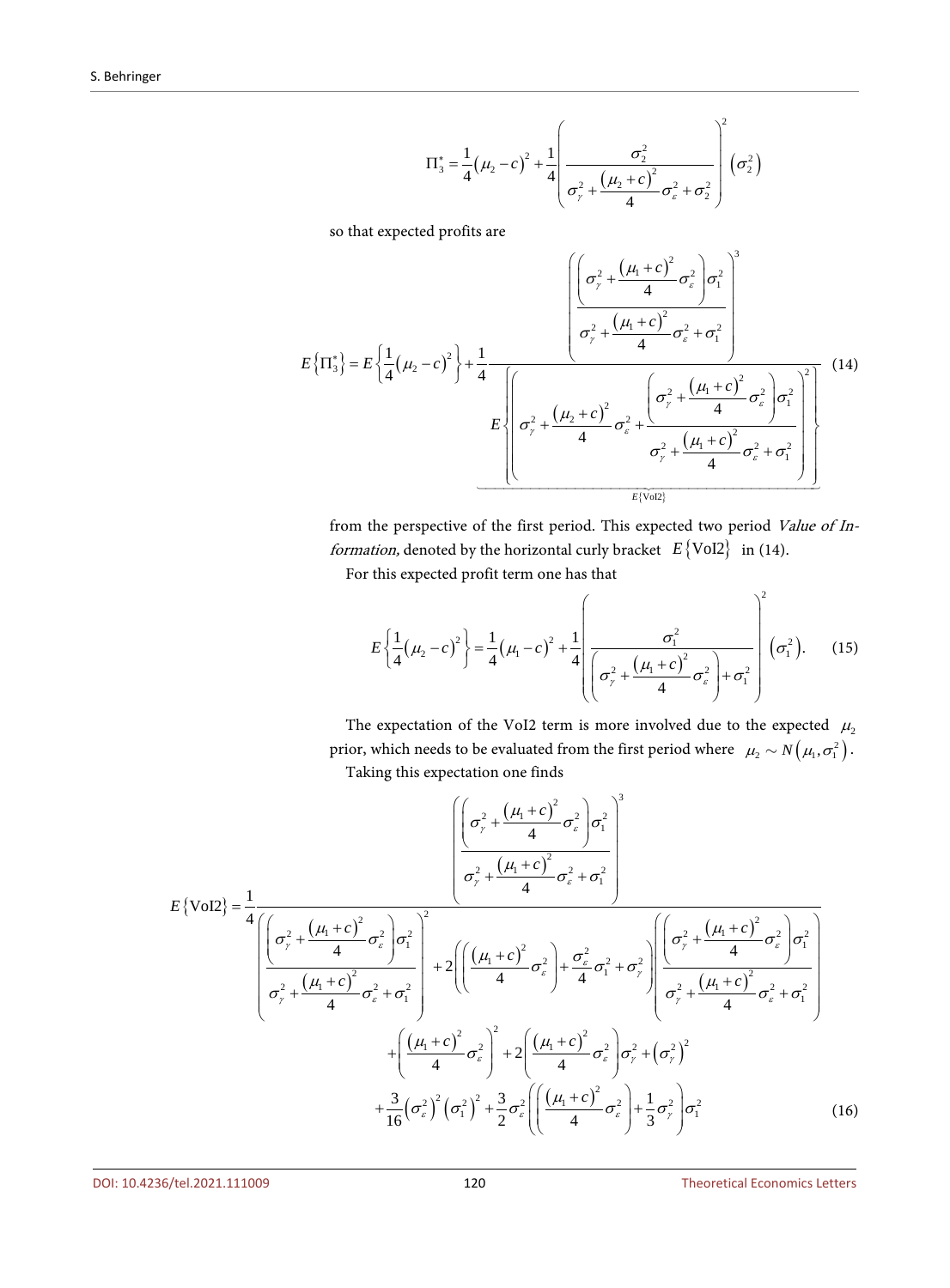$$\Pi_3^* = \frac{1}{4}(\mu_2 - c)^2 + \frac{1}{4}\left(\frac{\sigma_2^2}{\sigma_\gamma^2 + \frac{(\mu_2+c)^2}{4}\sigma_\varepsilon^2 + \sigma_2^2}\right)^2 (\sigma_2^2)$$

so that expected profits are

$$E\{\Pi_3^*\} = E\left\{\frac{1}{4}(\mu_2 - c)^2\right\} + \frac{1}{4}\underbrace{\frac{\left(\frac{\left(\sigma_\gamma^2 + \frac{(\mu_1+c)^2}{4}\sigma_\varepsilon^2\right)\sigma_1^2}{\sigma_\gamma^2 + \frac{(\mu_1+c)^2}{4}\sigma_\varepsilon^2 + \sigma_1^2}\right)^3}{E\left\{\left(\sigma_\gamma^2 + \frac{(\mu_2+c)^2}{4}\sigma_\varepsilon^2 + \frac{\left(\sigma_\gamma^2 + \frac{(\mu_1+c)^2}{4}\sigma_\varepsilon^2\right)\sigma_1^2}{\sigma_\gamma^2 + \frac{(\mu_1+c)^2}{4}\sigma_\varepsilon^2 + \sigma_1^2}\right)^2\right\}}_{E\{\text{VoI2}\}} \tag{14}$$

from the perspective of the first period. This expected two period *Value of Information,* denoted by the horizontal curly bracket $E\{\text{VoI2}\}$ in (14).

For this expected profit term one has that

$$E\left\{\frac{1}{4}(\mu_2 - c)^2\right\} = \frac{1}{4}(\mu_1 - c)^2 + \frac{1}{4}\left(\frac{\sigma_1^2}{\left(\sigma_\gamma^2 + \frac{(\mu_1+c)^2}{4}\sigma_\varepsilon^2\right) + \sigma_1^2}\right)^2 (\sigma_1^2). \tag{15}$$

The expectation of the VoI2 term is more involved due to the expected $\mu_2$ prior, which needs to be evaluated from the first period where $\mu_2 \sim N(\mu_1, \sigma_1^2)$.

Taking this expectation one finds

$$E\{\text{VoI2}\} = \frac{1}{4}\frac{\left(\frac{\left(\sigma_\gamma^2 + \frac{(\mu_1+c)^2}{4}\sigma_\varepsilon^2\right)\sigma_1^2}{\sigma_\gamma^2 + \frac{(\mu_1+c)^2}{4}\sigma_\varepsilon^2 + \sigma_1^2}\right)^3}{\begin{gathered}\left(\frac{\left(\sigma_\gamma^2 + \frac{(\mu_1+c)^2}{4}\sigma_\varepsilon^2\right)\sigma_1^2}{\sigma_\gamma^2 + \frac{(\mu_1+c)^2}{4}\sigma_\varepsilon^2 + \sigma_1^2}\right)^2 + 2\left(\left(\frac{(\mu_1+c)^2}{4}\sigma_\varepsilon^2\right) + \frac{\sigma_\varepsilon^2}{4}\sigma_1^2 + \sigma_\gamma^2\right)\left(\frac{\left(\sigma_\gamma^2 + \frac{(\mu_1+c)^2}{4}\sigma_\varepsilon^2\right)\sigma_1^2}{\sigma_\gamma^2 + \frac{(\mu_1+c)^2}{4}\sigma_\varepsilon^2 + \sigma_1^2}\right) \\ + \left(\frac{(\mu_1+c)^2}{4}\sigma_\varepsilon^2\right)^2 + 2\left(\frac{(\mu_1+c)^2}{4}\sigma_\varepsilon^2\right)\sigma_\gamma^2 + (\sigma_\gamma^2)^2 \\ + \frac{3}{16}(\sigma_\varepsilon^2)^2(\sigma_1^2)^2 + \frac{3}{2}\sigma_\varepsilon^2\left(\left(\frac{(\mu_1+c)^2}{4}\sigma_\varepsilon^2\right) + \frac{1}{3}\sigma_\gamma^2\right)\sigma_1^2\end{gathered}} \tag{16}$$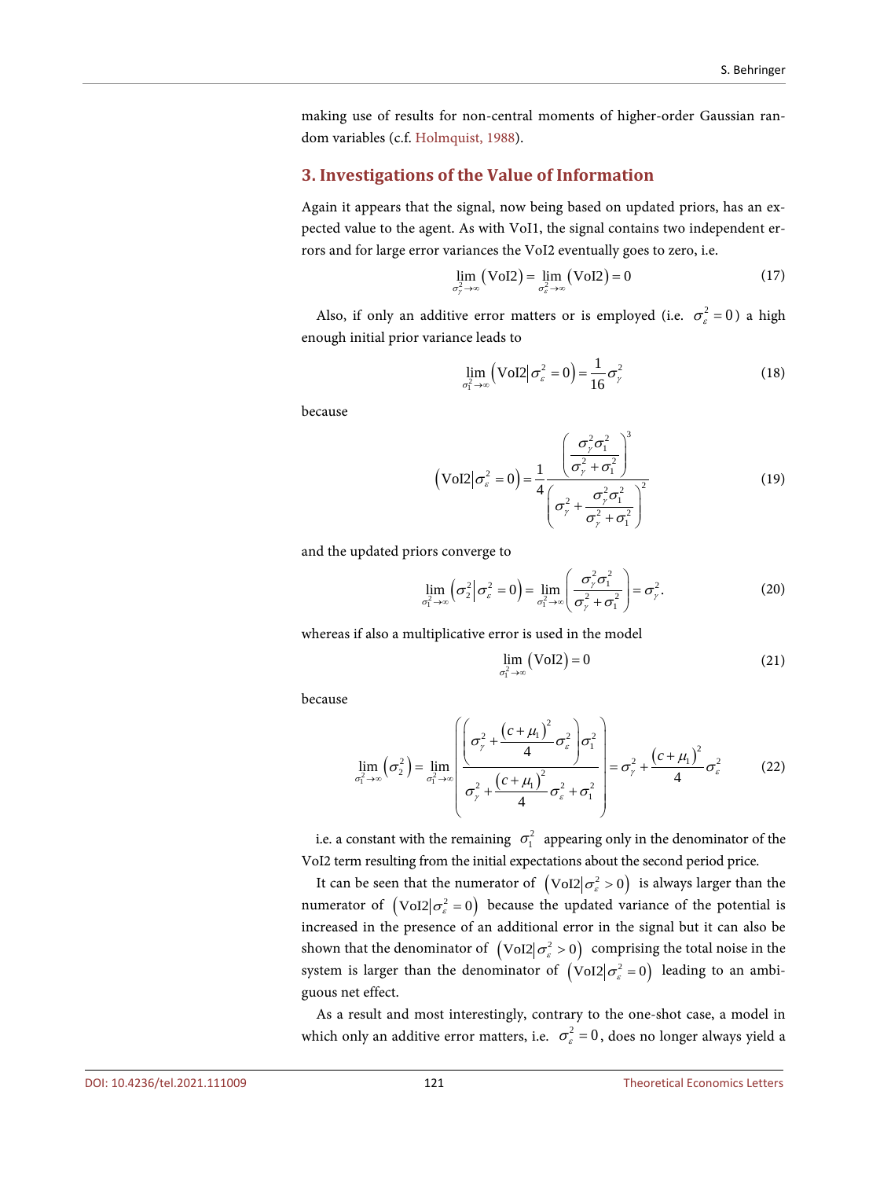making use of results for non-central moments of higher-order Gaussian random variables (c.f. Holmquist, 1988).

## 3. Investigations of the Value of Information

Again it appears that the signal, now being based on updated priors, has an expected value to the agent. As with VoI1, the signal contains two independent errors and for large error variances the VoI2 eventually goes to zero, i.e.

$$\lim_{\sigma_\gamma^2 \to \infty} (\text{VoI2}) = \lim_{\sigma_\varepsilon^2 \to \infty} (\text{VoI2}) = 0 \tag{17}$$

Also, if only an additive error matters or is employed (i.e. $\sigma_\varepsilon^2 = 0$) a high enough initial prior variance leads to

$$\lim_{\sigma_1^2 \to \infty} \left( \text{VoI2} \middle| \sigma_\varepsilon^2 = 0 \right) = \frac{1}{16} \sigma_\gamma^2 \tag{18}$$

because

$$\left( \text{VoI2} \middle| \sigma_\varepsilon^2 = 0 \right) = \frac{1}{4} \frac{\left( \dfrac{\sigma_\gamma^2 \sigma_1^2}{\sigma_\gamma^2 + \sigma_1^2} \right)^3}{\left( \sigma_\gamma^2 + \dfrac{\sigma_\gamma^2 \sigma_1^2}{\sigma_\gamma^2 + \sigma_1^2} \right)^2} \tag{19}$$

and the updated priors converge to

$$\lim_{\sigma_1^2 \to \infty} \left( \sigma_2^2 \middle| \sigma_\varepsilon^2 = 0 \right) = \lim_{\sigma_1^2 \to \infty} \left( \frac{\sigma_\gamma^2 \sigma_1^2}{\sigma_\gamma^2 + \sigma_1^2} \right) = \sigma_\gamma^2. \tag{20}$$

whereas if also a multiplicative error is used in the model

$$\lim_{\sigma_1^2 \to \infty} (\text{VoI2}) = 0 \tag{21}$$

because

$$\lim_{\sigma_1^2 \to \infty} \left( \sigma_2^2 \right) = \lim_{\sigma_1^2 \to \infty} \left( \frac{\left( \sigma_\gamma^2 + \dfrac{(c + \mu_1)^2}{4} \sigma_\varepsilon^2 \right) \sigma_1^2}{\sigma_\gamma^2 + \dfrac{(c + \mu_1)^2}{4} \sigma_\varepsilon^2 + \sigma_1^2} \right) = \sigma_\gamma^2 + \frac{(c + \mu_1)^2}{4} \sigma_\varepsilon^2 \tag{22}$$

i.e. a constant with the remaining $\sigma_1^2$ appearing only in the denominator of the VoI2 term resulting from the initial expectations about the second period price.

It can be seen that the numerator of $\left( \text{VoI2} \middle| \sigma_\varepsilon^2 > 0 \right)$ is always larger than the numerator of $\left( \text{VoI2} \middle| \sigma_\varepsilon^2 = 0 \right)$ because the updated variance of the potential is increased in the presence of an additional error in the signal but it can also be shown that the denominator of $\left( \text{VoI2} \middle| \sigma_\varepsilon^2 > 0 \right)$ comprising the total noise in the system is larger than the denominator of $\left( \text{VoI2} \middle| \sigma_\varepsilon^2 = 0 \right)$ leading to an ambiguous net effect.

As a result and most interestingly, contrary to the one-shot case, a model in which only an additive error matters, i.e. $\sigma_\varepsilon^2 = 0$, does no longer always yield a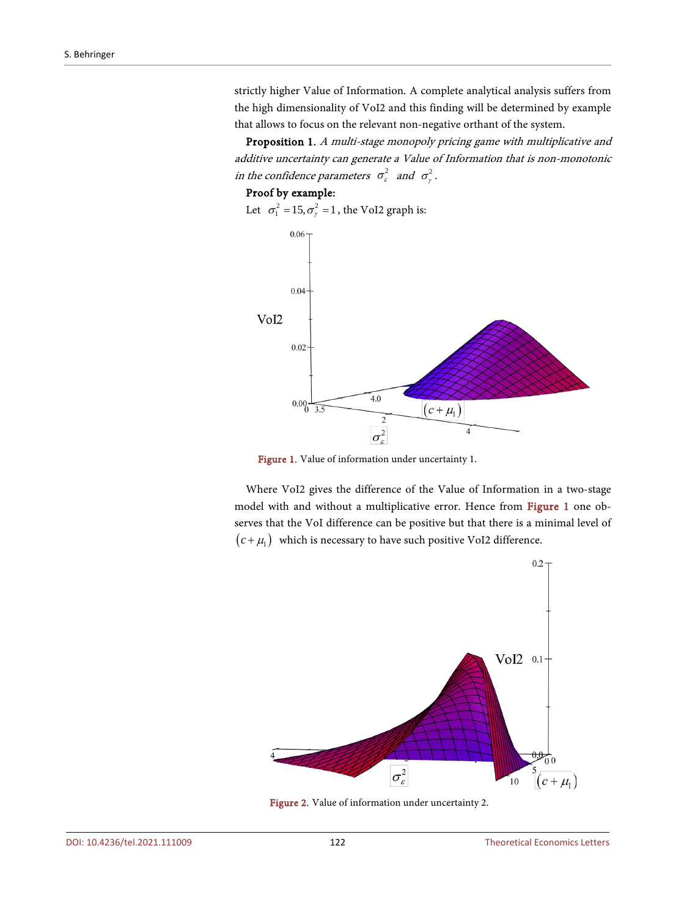strictly higher Value of Information. A complete analytical analysis suffers from the high dimensionality of VoI2 and this finding will be determined by example that allows to focus on the relevant non-negative orthant of the system.

**Proposition 1.** *A multi-stage monopoly pricing game with multiplicative and additive uncertainty can generate a Value of Information that is non-monotonic in the confidence parameters* $\sigma_\varepsilon^2$ *and* $\sigma_\gamma^2$.

**Proof by example:**

Let $\sigma_1^2 = 15, \sigma_\gamma^2 = 1$, the VoI2 graph is:

Figure 1. Value of information under uncertainty 1.

Where VoI2 gives the difference of the Value of Information in a two-stage model with and without a multiplicative error. Hence from Figure 1 one observes that the VoI difference can be positive but that there is a minimal level of $(c + \mu_1)$ which is necessary to have such positive VoI2 difference.

Figure 2. Value of information under uncertainty 2.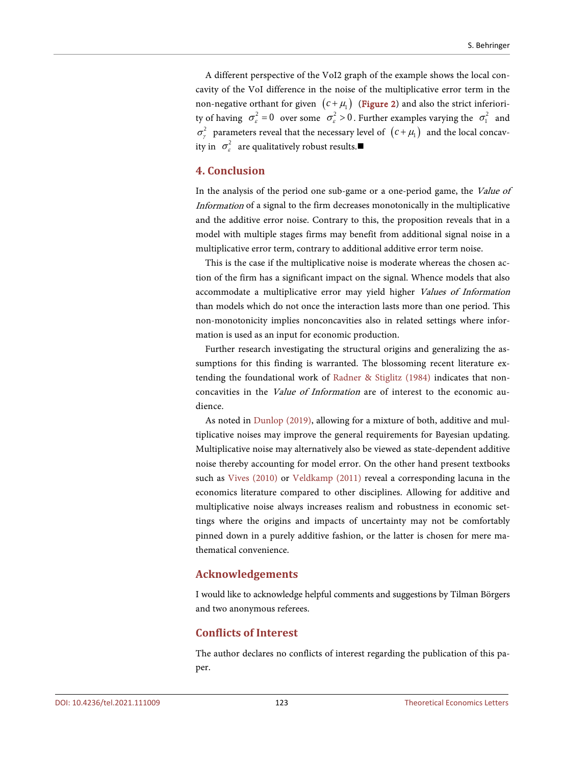A different perspective of the VoI2 graph of the example shows the local concavity of the VoI difference in the noise of the multiplicative error term in the non-negative orthant for given $(c+\mu_1)$ (**Figure 2**) and also the strict inferiority of having $\sigma_\varepsilon^2 = 0$ over some $\sigma_\varepsilon^2 > 0$. Further examples varying the $\sigma_1^2$ and $\sigma_\gamma^2$ parameters reveal that the necessary level of $(c+\mu_1)$ and the local concavity in $\sigma_\varepsilon^2$ are qualitatively robust results.■

## 4. Conclusion

In the analysis of the period one sub-game or a one-period game, the *Value of Information* of a signal to the firm decreases monotonically in the multiplicative and the additive error noise. Contrary to this, the proposition reveals that in a model with multiple stages firms may benefit from additional signal noise in a multiplicative error term, contrary to additional additive error term noise.

This is the case if the multiplicative noise is moderate whereas the chosen action of the firm has a significant impact on the signal. Whence models that also accommodate a multiplicative error may yield higher *Values of Information* than models which do not once the interaction lasts more than one period. This non-monotonicity implies nonconcavities also in related settings where information is used as an input for economic production.

Further research investigating the structural origins and generalizing the assumptions for this finding is warranted. The blossoming recent literature extending the foundational work of Radner & Stiglitz (1984) indicates that nonconcavities in the *Value of Information* are of interest to the economic audience.

As noted in Dunlop (2019), allowing for a mixture of both, additive and multiplicative noises may improve the general requirements for Bayesian updating. Multiplicative noise may alternatively also be viewed as state-dependent additive noise thereby accounting for model error. On the other hand present textbooks such as Vives (2010) or Veldkamp (2011) reveal a corresponding lacuna in the economics literature compared to other disciplines. Allowing for additive and multiplicative noise always increases realism and robustness in economic settings where the origins and impacts of uncertainty may not be comfortably pinned down in a purely additive fashion, or the latter is chosen for mere mathematical convenience.

## Acknowledgements

I would like to acknowledge helpful comments and suggestions by Tilman Börgers and two anonymous referees.

## Conflicts of Interest

The author declares no conflicts of interest regarding the publication of this paper.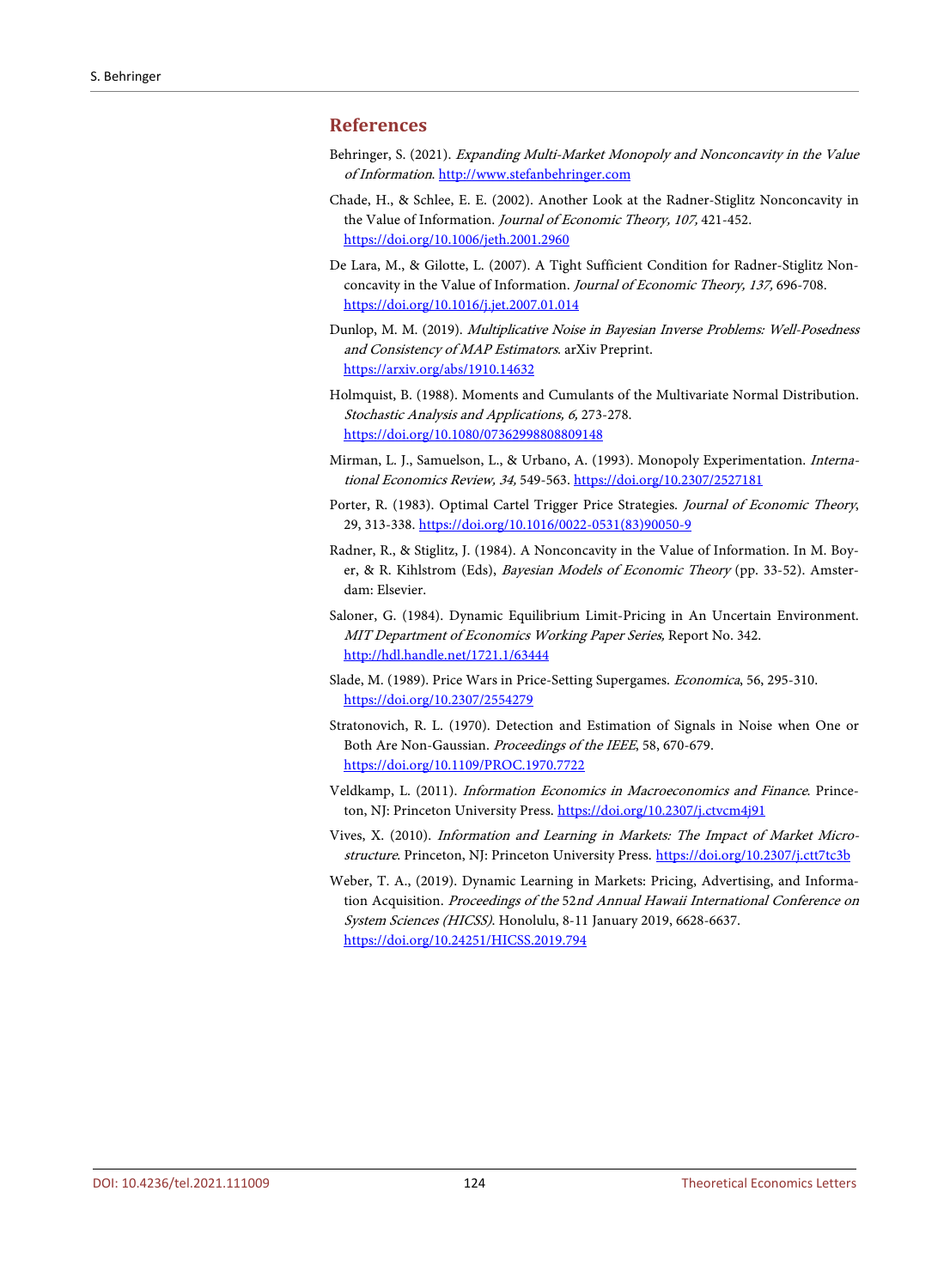## References

Behringer, S. (2021). *Expanding Multi-Market Monopoly and Nonconcavity in the Value of Information*. http://www.stefanbehringer.com

Chade, H., & Schlee, E. E. (2002). Another Look at the Radner-Stiglitz Nonconcavity in the Value of Information. *Journal of Economic Theory, 107,* 421-452. https://doi.org/10.1006/jeth.2001.2960

De Lara, M., & Gilotte, L. (2007). A Tight Sufficient Condition for Radner-Stiglitz Nonconcavity in the Value of Information. *Journal of Economic Theory, 137,* 696-708. https://doi.org/10.1016/j.jet.2007.01.014

Dunlop, M. M. (2019). *Multiplicative Noise in Bayesian Inverse Problems: Well-Posedness and Consistency of MAP Estimators*. arXiv Preprint. https://arxiv.org/abs/1910.14632

Holmquist, B. (1988). Moments and Cumulants of the Multivariate Normal Distribution. *Stochastic Analysis and Applications, 6,* 273-278. https://doi.org/10.1080/07362998808809148

Mirman, L. J., Samuelson, L., & Urbano, A. (1993). Monopoly Experimentation. *International Economics Review, 34,* 549-563. https://doi.org/10.2307/2527181

Porter, R. (1983). Optimal Cartel Trigger Price Strategies. *Journal of Economic Theory*, 29, 313-338. https://doi.org/10.1016/0022-0531(83)90050-9

Radner, R., & Stiglitz, J. (1984). A Nonconcavity in the Value of Information. In M. Boyer, & R. Kihlstrom (Eds), *Bayesian Models of Economic Theory* (pp. 33-52). Amsterdam: Elsevier.

Saloner, G. (1984). Dynamic Equilibrium Limit-Pricing in An Uncertain Environment. *MIT Department of Economics Working Paper Series,* Report No. 342. http://hdl.handle.net/1721.1/63444

Slade, M. (1989). Price Wars in Price-Setting Supergames. *Economica*, 56, 295-310. https://doi.org/10.2307/2554279

Stratonovich, R. L. (1970). Detection and Estimation of Signals in Noise when One or Both Are Non-Gaussian. *Proceedings of the IEEE*, 58, 670-679. https://doi.org/10.1109/PROC.1970.7722

Veldkamp, L. (2011). *Information Economics in Macroeconomics and Finance*. Princeton, NJ: Princeton University Press. https://doi.org/10.2307/j.ctvcm4j91

Vives, X. (2010). *Information and Learning in Markets: The Impact of Market Microstructure*. Princeton, NJ: Princeton University Press. https://doi.org/10.2307/j.ctt7tc3b

Weber, T. A., (2019). Dynamic Learning in Markets: Pricing, Advertising, and Information Acquisition. *Proceedings of the 52nd Annual Hawaii International Conference on System Sciences (HICSS)*. Honolulu, 8-11 January 2019, 6628-6637. https://doi.org/10.24251/HICSS.2019.794